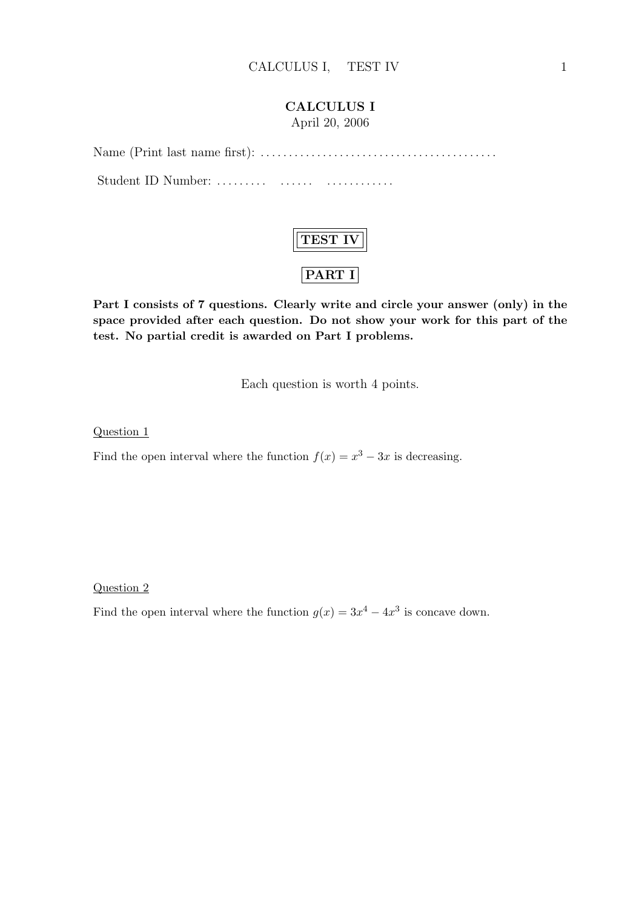# CALCULUS I

April 20, 2006

Name (Print last name first): ........................................

Student ID Number: .........  ......  ............

## TEST IV

## PART I

**Part I consists of 7 questions. Clearly write and circle your answer (only) in the space provided after each question. Do not show your work for this part of the test. No partial credit is awarded on Part I problems.**

Each question is worth 4 points.

Question 1

Find the open interval where the function $f(x) = x^3 - 3x$ is decreasing.

Question 2

Find the open interval where the function $g(x) = 3x^4 - 4x^3$ is concave down.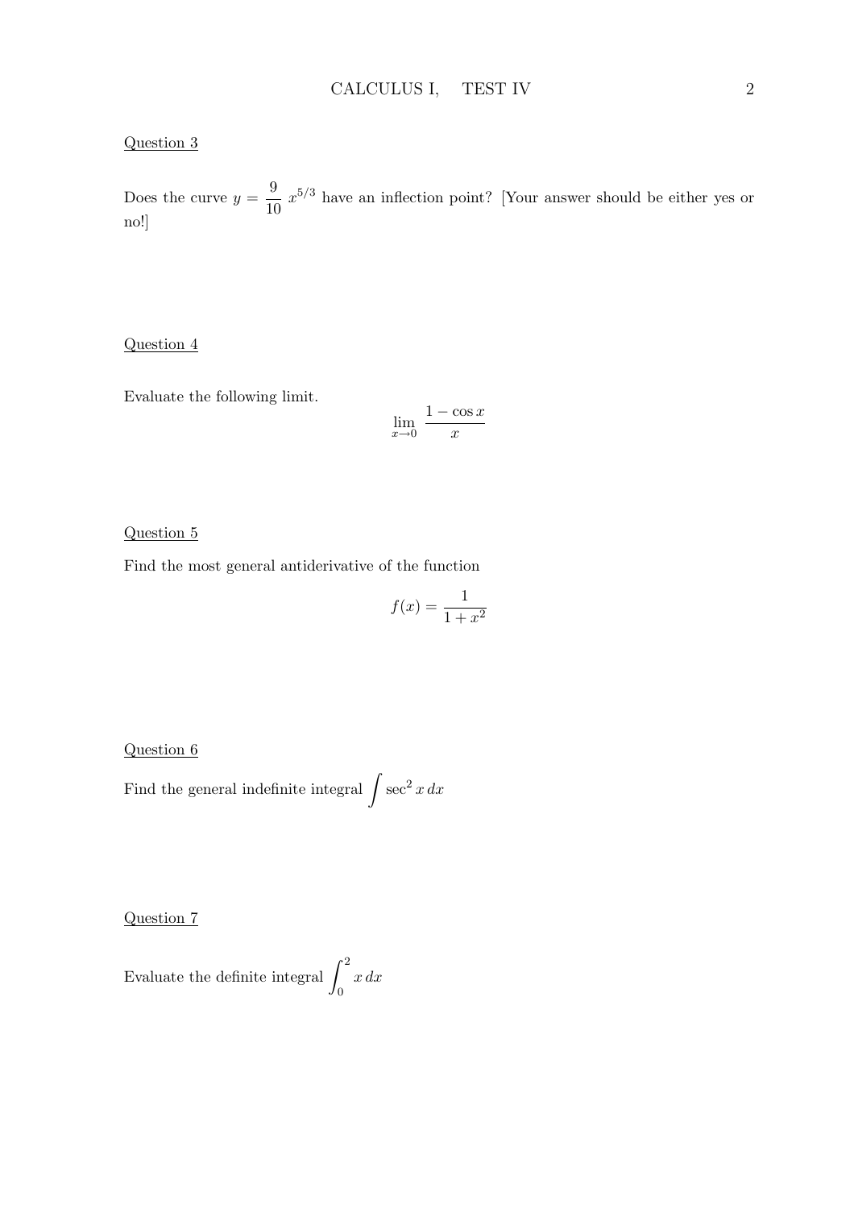Question 3

Does the curve $y = \frac{9}{10}\, x^{5/3}$ have an inflection point? [Your answer should be either yes or no!]

Question 4

Evaluate the following limit.

$$\lim_{x \to 0} \frac{1 - \cos x}{x}$$

Question 5

Find the most general antiderivative of the function

$$f(x) = \frac{1}{1 + x^2}$$

Question 6

Find the general indefinite integral $\int \sec^2 x \, dx$

Question 7

Evaluate the definite integral $\int_0^2 x \, dx$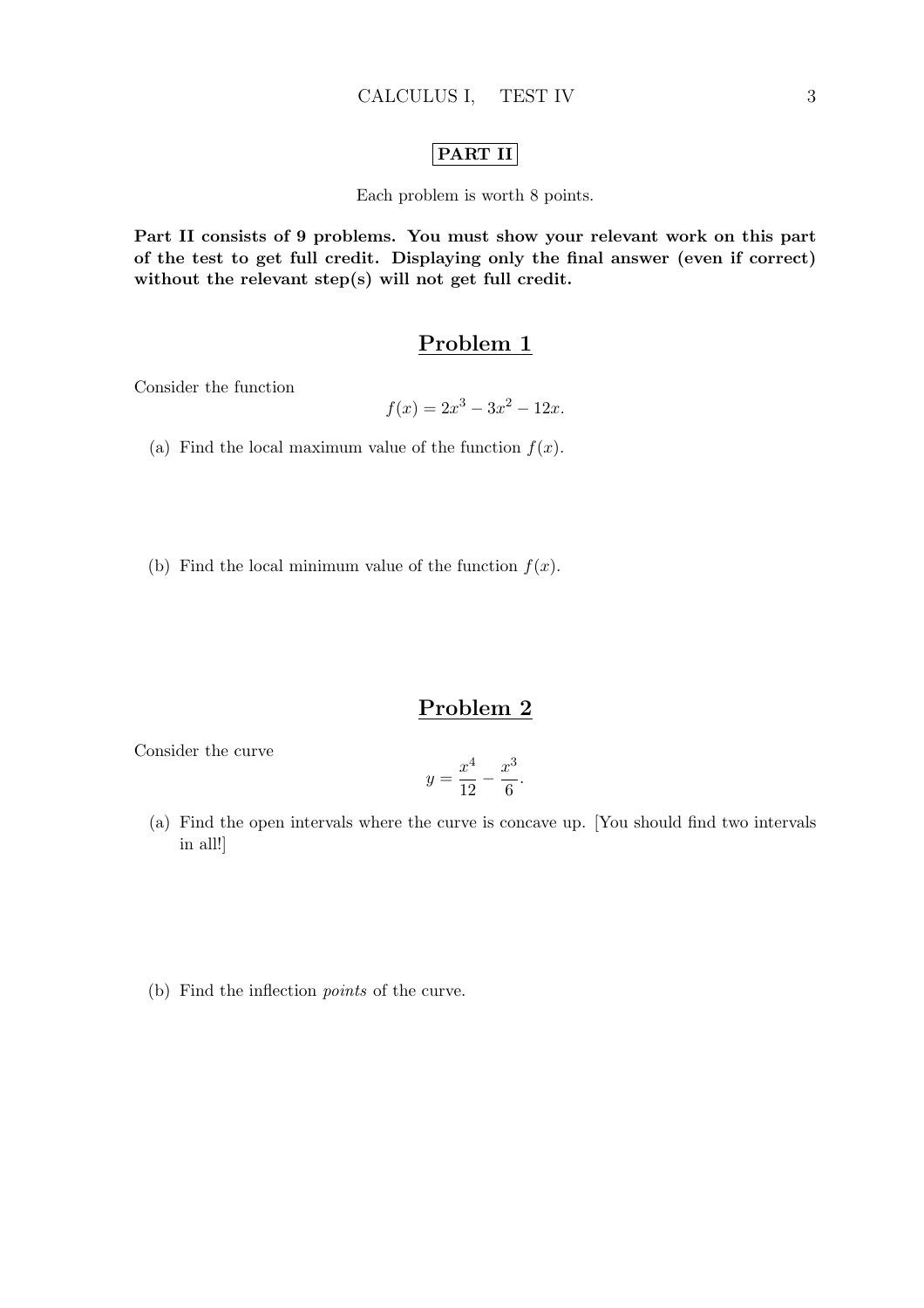**PART II**

Each problem is worth 8 points.

**Part II consists of 9 problems. You must show your relevant work on this part of the test to get full credit. Displaying only the final answer (even if correct) without the relevant step(s) will not get full credit.**

## Problem 1

Consider the function

$$f(x) = 2x^3 - 3x^2 - 12x.$$

(a) Find the local maximum value of the function $f(x)$.

(b) Find the local minimum value of the function $f(x)$.

## Problem 2

Consider the curve

$$y = \frac{x^4}{12} - \frac{x^3}{6}.$$

(a) Find the open intervals where the curve is concave up. [You should find two intervals in all!]

(b) Find the inflection *points* of the curve.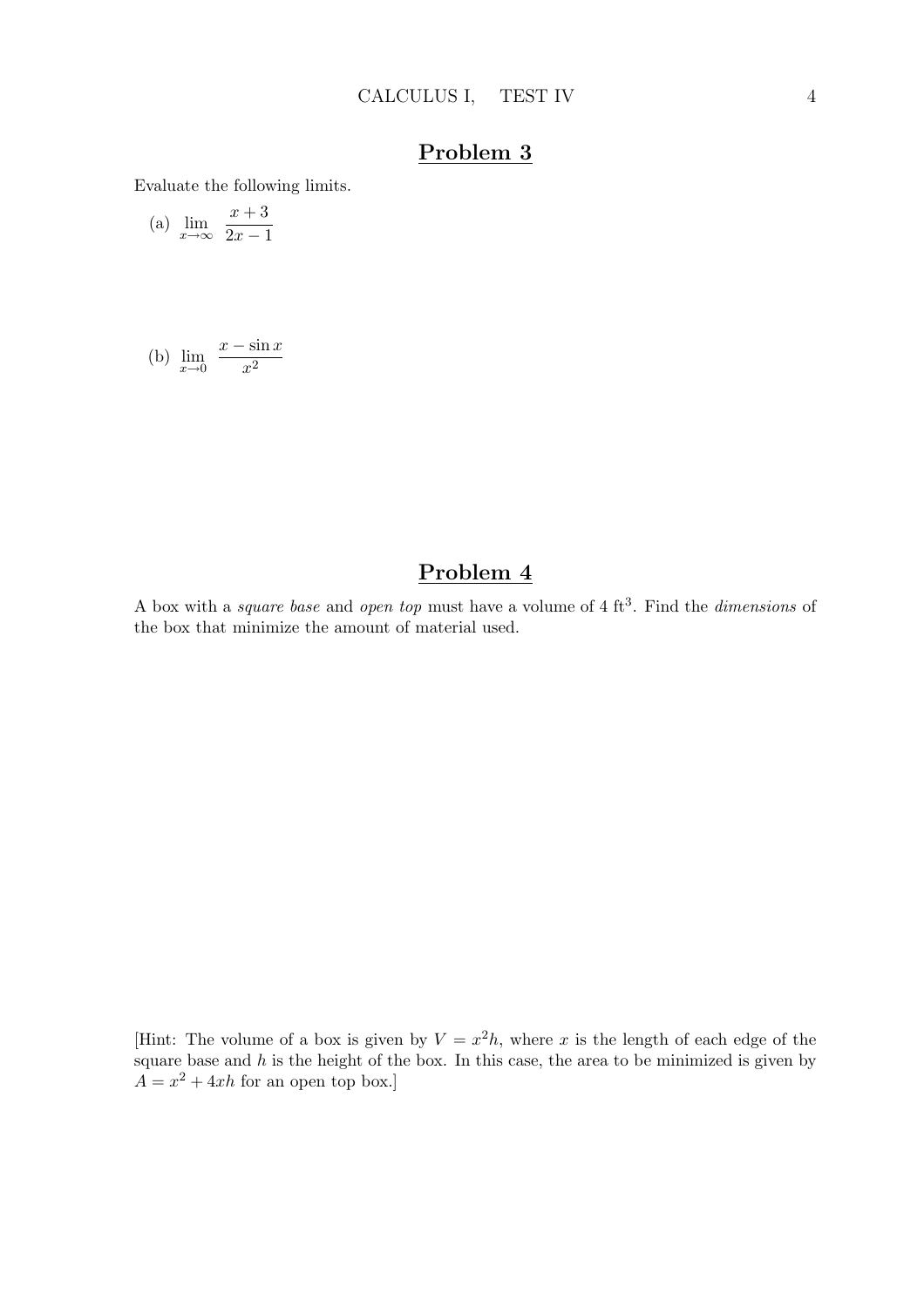## Problem 3

Evaluate the following limits.

(a) $\lim_{x \to \infty} \dfrac{x+3}{2x-1}$

(b) $\lim_{x \to 0} \dfrac{x - \sin x}{x^2}$

## Problem 4

A box with a *square base* and *open top* must have a volume of 4 ft$^3$. Find the *dimensions* of the box that minimize the amount of material used.

[Hint: The volume of a box is given by $V = x^2 h$, where $x$ is the length of each edge of the square base and $h$ is the height of the box. In this case, the area to be minimized is given by $A = x^2 + 4xh$ for an open top box.]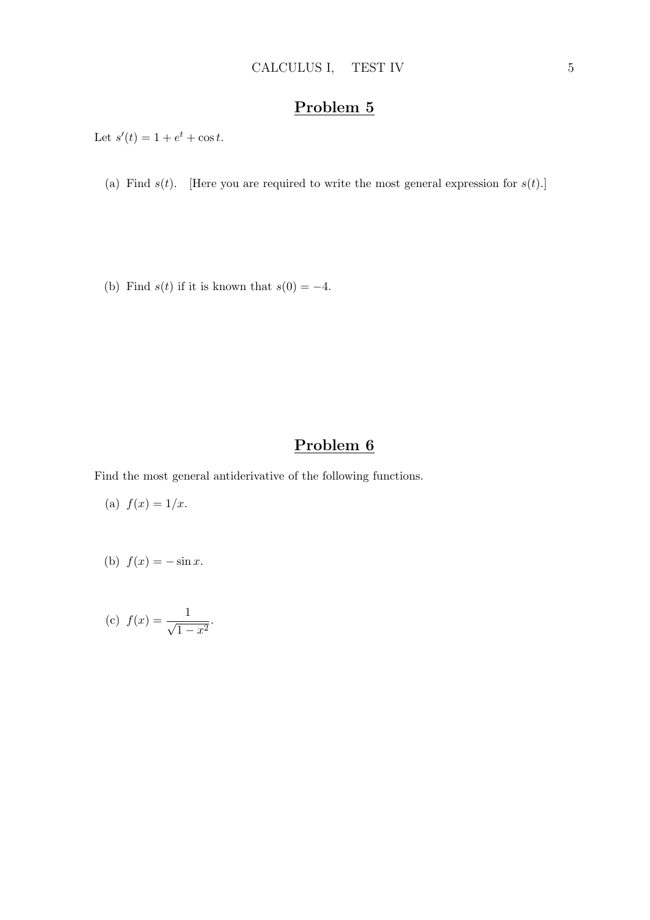## Problem 5

Let $s'(t) = 1 + e^t + \cos t$.

(a) Find $s(t)$. [Here you are required to write the most general expression for $s(t)$.]

(b) Find $s(t)$ if it is known that $s(0) = -4$.

## Problem 6

Find the most general antiderivative of the following functions.

(a) $f(x) = 1/x$.

(b) $f(x) = -\sin x$.

(c) $f(x) = \dfrac{1}{\sqrt{1 - x^2}}$.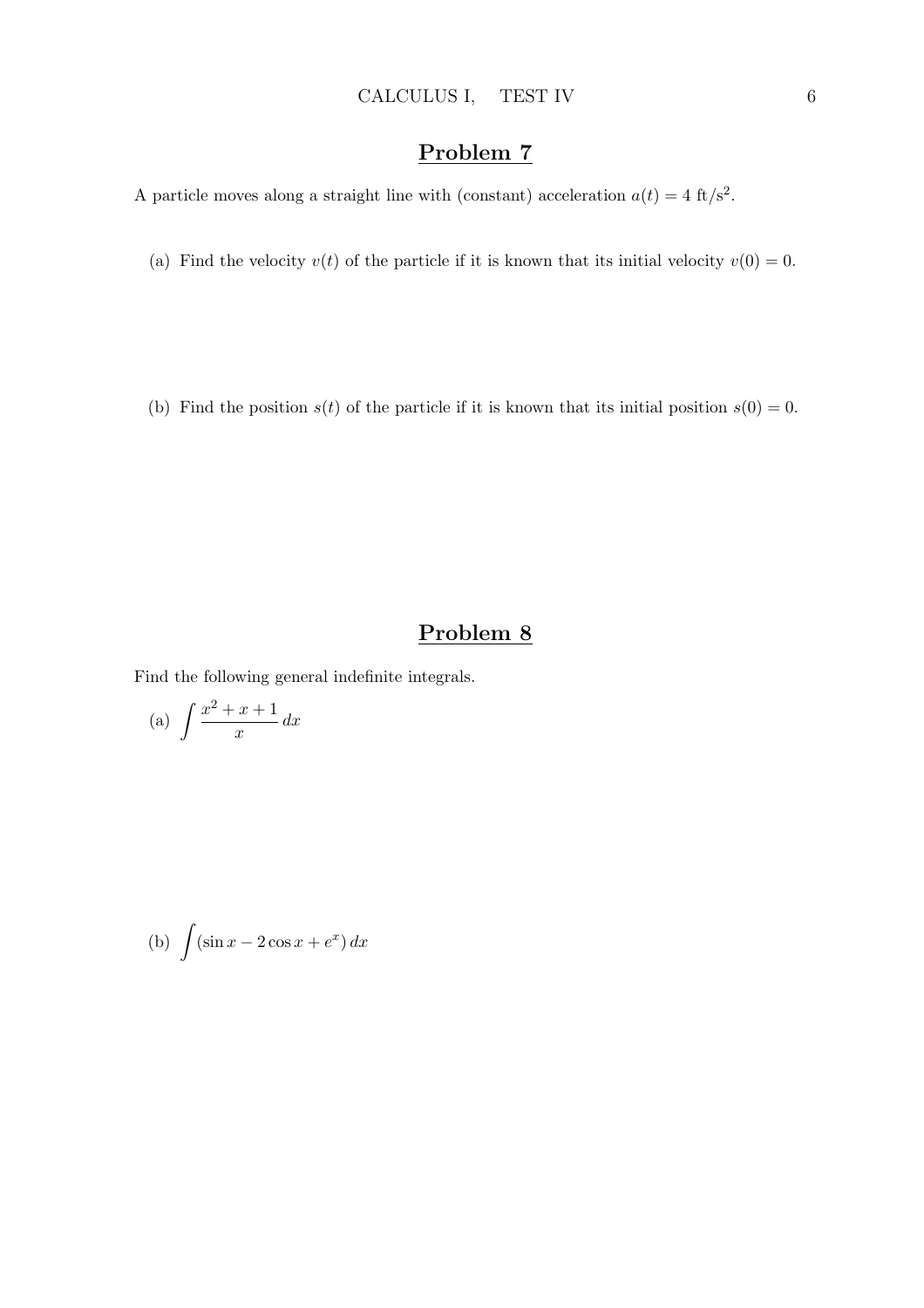## Problem 7

A particle moves along a straight line with (constant) acceleration $a(t) = 4 \text{ ft/s}^2$.

(a) Find the velocity $v(t)$ of the particle if it is known that its initial velocity $v(0) = 0$.

(b) Find the position $s(t)$ of the particle if it is known that its initial position $s(0) = 0$.

## Problem 8

Find the following general indefinite integrals.

(a) $\displaystyle\int \frac{x^2 + x + 1}{x}\, dx$

(b) $\displaystyle\int (\sin x - 2\cos x + e^x)\, dx$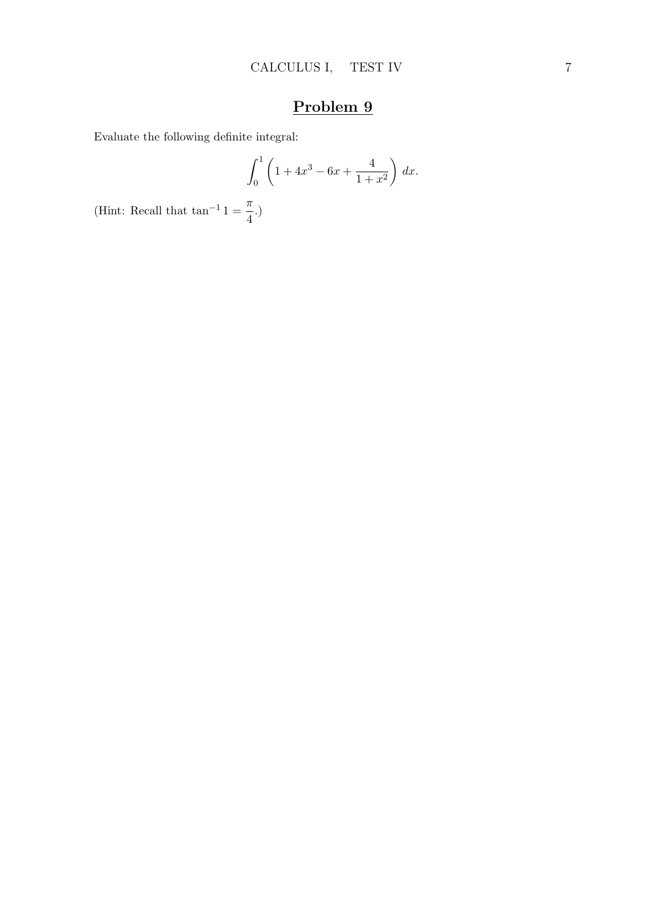## Problem 9

Evaluate the following definite integral:

$$\int_0^1 \left(1 + 4x^3 - 6x + \frac{4}{1+x^2}\right)\, dx.$$

(Hint: Recall that $\tan^{-1} 1 = \frac{\pi}{4}$.)